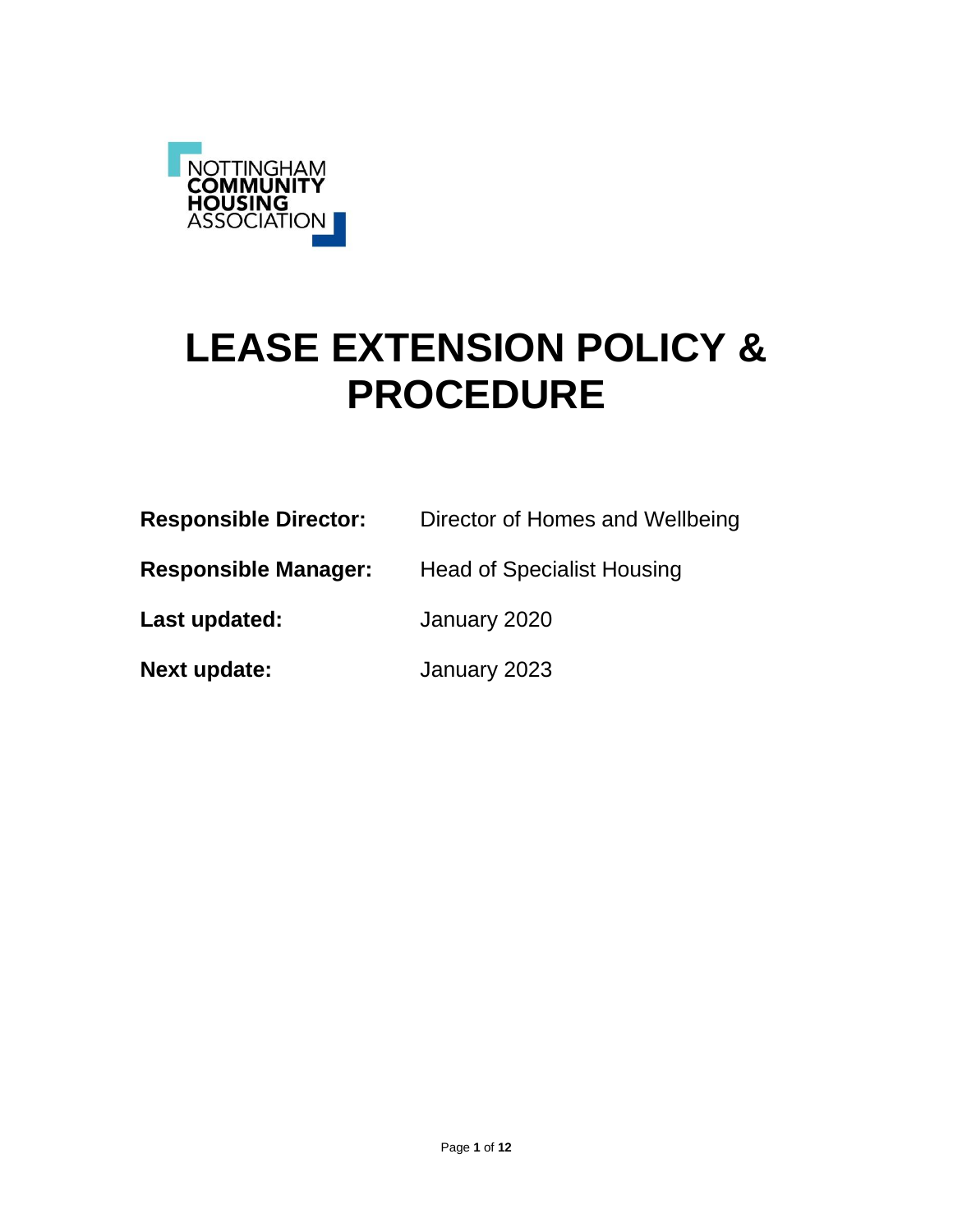NOTTINGHAM
COMMUNITY
HOUSING
ASSOCIATION

# LEASE EXTENSION POLICY & PROCEDURE

**Responsible Director:** Director of Homes and Wellbeing

**Responsible Manager:** Head of Specialist Housing

**Last updated:** January 2020

**Next update:** January 2023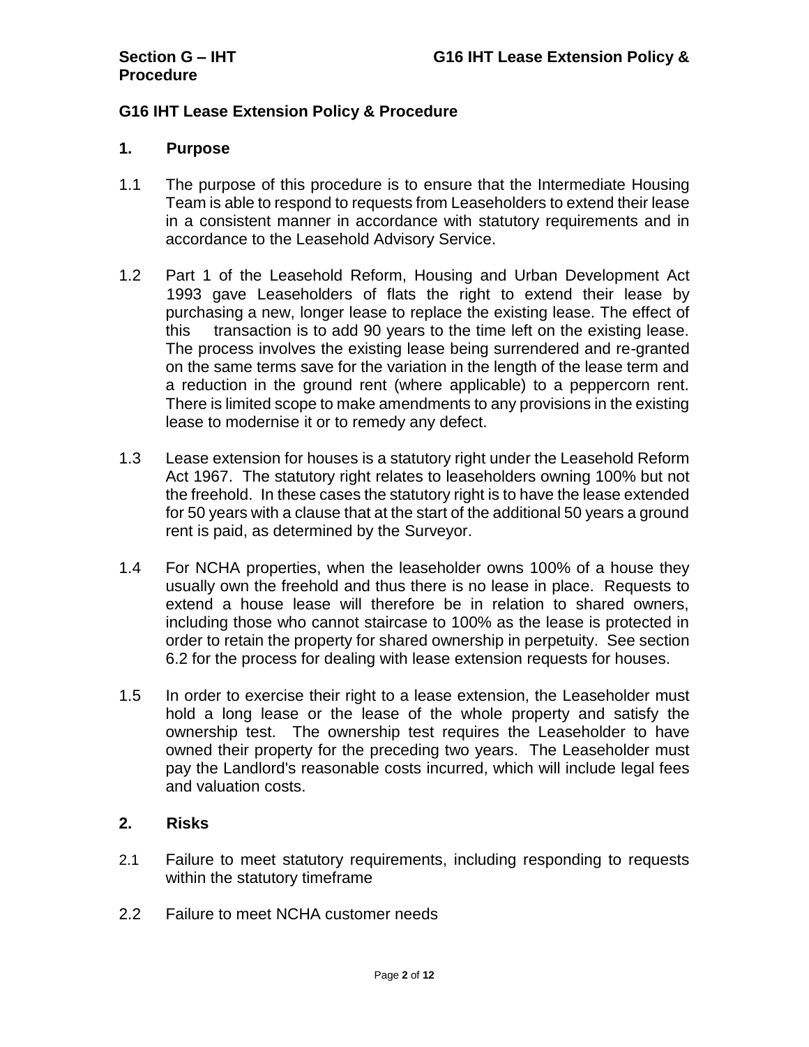## G16 IHT Lease Extension Policy & Procedure

### 1. Purpose

1.1 The purpose of this procedure is to ensure that the Intermediate Housing Team is able to respond to requests from Leaseholders to extend their lease in a consistent manner in accordance with statutory requirements and in accordance to the Leasehold Advisory Service.

1.2 Part 1 of the Leasehold Reform, Housing and Urban Development Act 1993 gave Leaseholders of flats the right to extend their lease by purchasing a new, longer lease to replace the existing lease. The effect of this transaction is to add 90 years to the time left on the existing lease. The process involves the existing lease being surrendered and re-granted on the same terms save for the variation in the length of the lease term and a reduction in the ground rent (where applicable) to a peppercorn rent. There is limited scope to make amendments to any provisions in the existing lease to modernise it or to remedy any defect.

1.3 Lease extension for houses is a statutory right under the Leasehold Reform Act 1967. The statutory right relates to leaseholders owning 100% but not the freehold. In these cases the statutory right is to have the lease extended for 50 years with a clause that at the start of the additional 50 years a ground rent is paid, as determined by the Surveyor.

1.4 For NCHA properties, when the leaseholder owns 100% of a house they usually own the freehold and thus there is no lease in place. Requests to extend a house lease will therefore be in relation to shared owners, including those who cannot staircase to 100% as the lease is protected in order to retain the property for shared ownership in perpetuity. See section 6.2 for the process for dealing with lease extension requests for houses.

1.5 In order to exercise their right to a lease extension, the Leaseholder must hold a long lease or the lease of the whole property and satisfy the ownership test. The ownership test requires the Leaseholder to have owned their property for the preceding two years. The Leaseholder must pay the Landlord's reasonable costs incurred, which will include legal fees and valuation costs.

### 2. Risks

2.1 Failure to meet statutory requirements, including responding to requests within the statutory timeframe

2.2 Failure to meet NCHA customer needs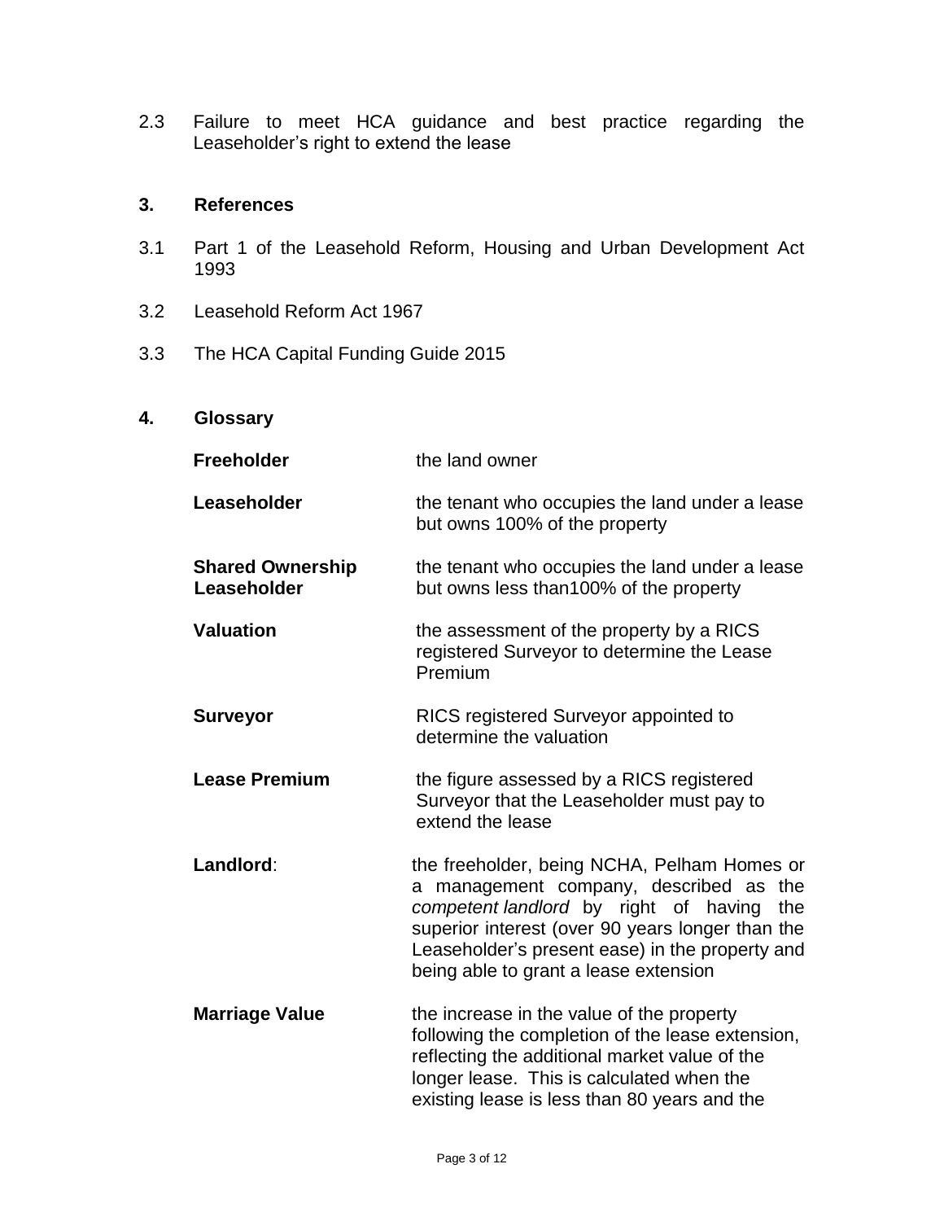2.3 Failure to meet HCA guidance and best practice regarding the Leaseholder's right to extend the lease

## 3. References

3.1 Part 1 of the Leasehold Reform, Housing and Urban Development Act 1993

3.2 Leasehold Reform Act 1967

3.3 The HCA Capital Funding Guide 2015

## 4. Glossary

| | |
|---|---|
| **Freeholder** | the land owner |
| **Leaseholder** | the tenant who occupies the land under a lease but owns 100% of the property |
| **Shared Ownership Leaseholder** | the tenant who occupies the land under a lease but owns less than100% of the property |
| **Valuation** | the assessment of the property by a RICS registered Surveyor to determine the Lease Premium |
| **Surveyor** | RICS registered Surveyor appointed to determine the valuation |
| **Lease Premium** | the figure assessed by a RICS registered Surveyor that the Leaseholder must pay to extend the lease |
| **Landlord**: | the freeholder, being NCHA, Pelham Homes or a management company, described as the *competent landlord* by right of having the superior interest (over 90 years longer than the Leaseholder's present ease) in the property and being able to grant a lease extension |
| **Marriage Value** | the increase in the value of the property following the completion of the lease extension, reflecting the additional market value of the longer lease. This is calculated when the existing lease is less than 80 years and the |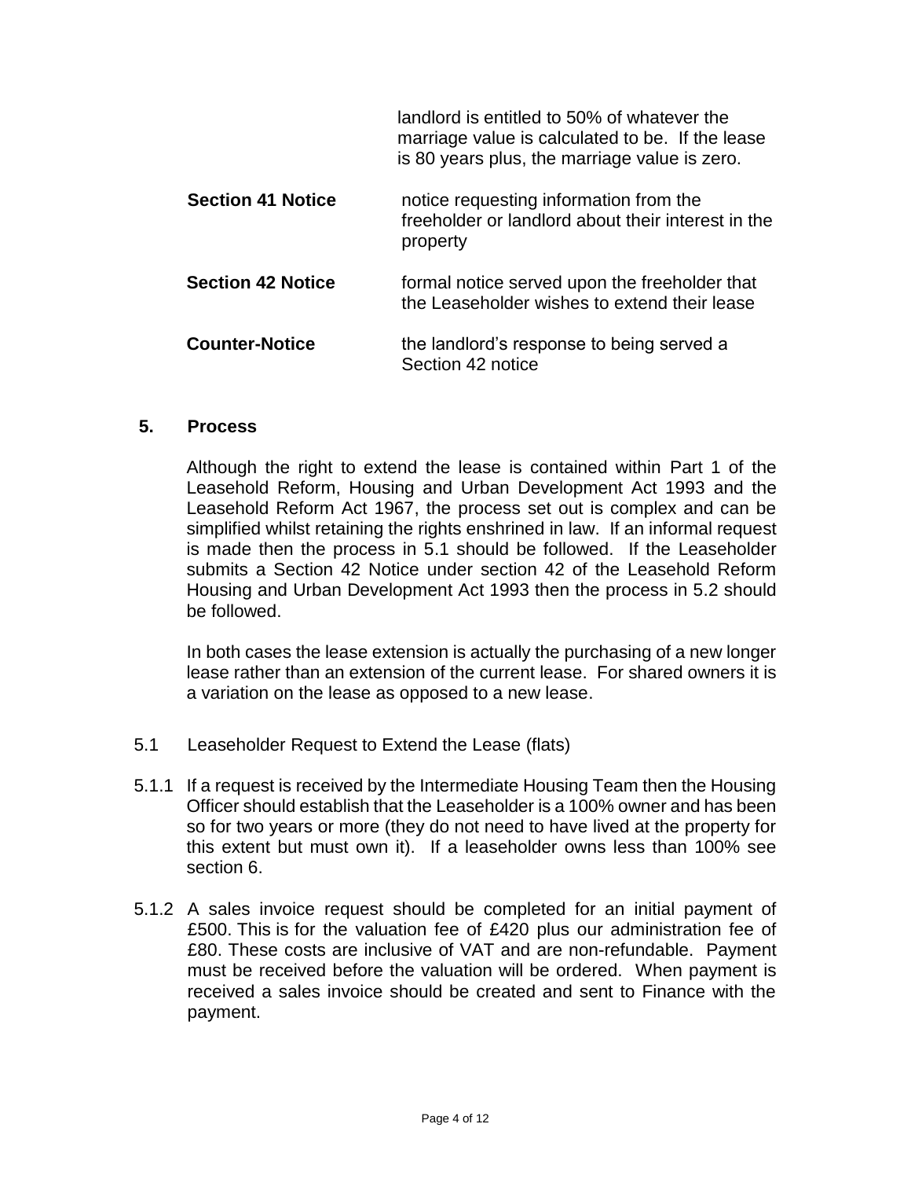| | |
|---|---|
| | landlord is entitled to 50% of whatever the marriage value is calculated to be. If the lease is 80 years plus, the marriage value is zero. |
| **Section 41 Notice** | notice requesting information from the freeholder or landlord about their interest in the property |
| **Section 42 Notice** | formal notice served upon the freeholder that the Leaseholder wishes to extend their lease |
| **Counter-Notice** | the landlord's response to being served a Section 42 notice |

## 5. Process

Although the right to extend the lease is contained within Part 1 of the Leasehold Reform, Housing and Urban Development Act 1993 and the Leasehold Reform Act 1967, the process set out is complex and can be simplified whilst retaining the rights enshrined in law. If an informal request is made then the process in 5.1 should be followed. If the Leaseholder submits a Section 42 Notice under section 42 of the Leasehold Reform Housing and Urban Development Act 1993 then the process in 5.2 should be followed.

In both cases the lease extension is actually the purchasing of a new longer lease rather than an extension of the current lease. For shared owners it is a variation on the lease as opposed to a new lease.

### 5.1 Leaseholder Request to Extend the Lease (flats)

5.1.1 If a request is received by the Intermediate Housing Team then the Housing Officer should establish that the Leaseholder is a 100% owner and has been so for two years or more (they do not need to have lived at the property for this extent but must own it). If a leaseholder owns less than 100% see section 6.

5.1.2 A sales invoice request should be completed for an initial payment of £500. This is for the valuation fee of £420 plus our administration fee of £80. These costs are inclusive of VAT and are non-refundable. Payment must be received before the valuation will be ordered. When payment is received a sales invoice should be created and sent to Finance with the payment.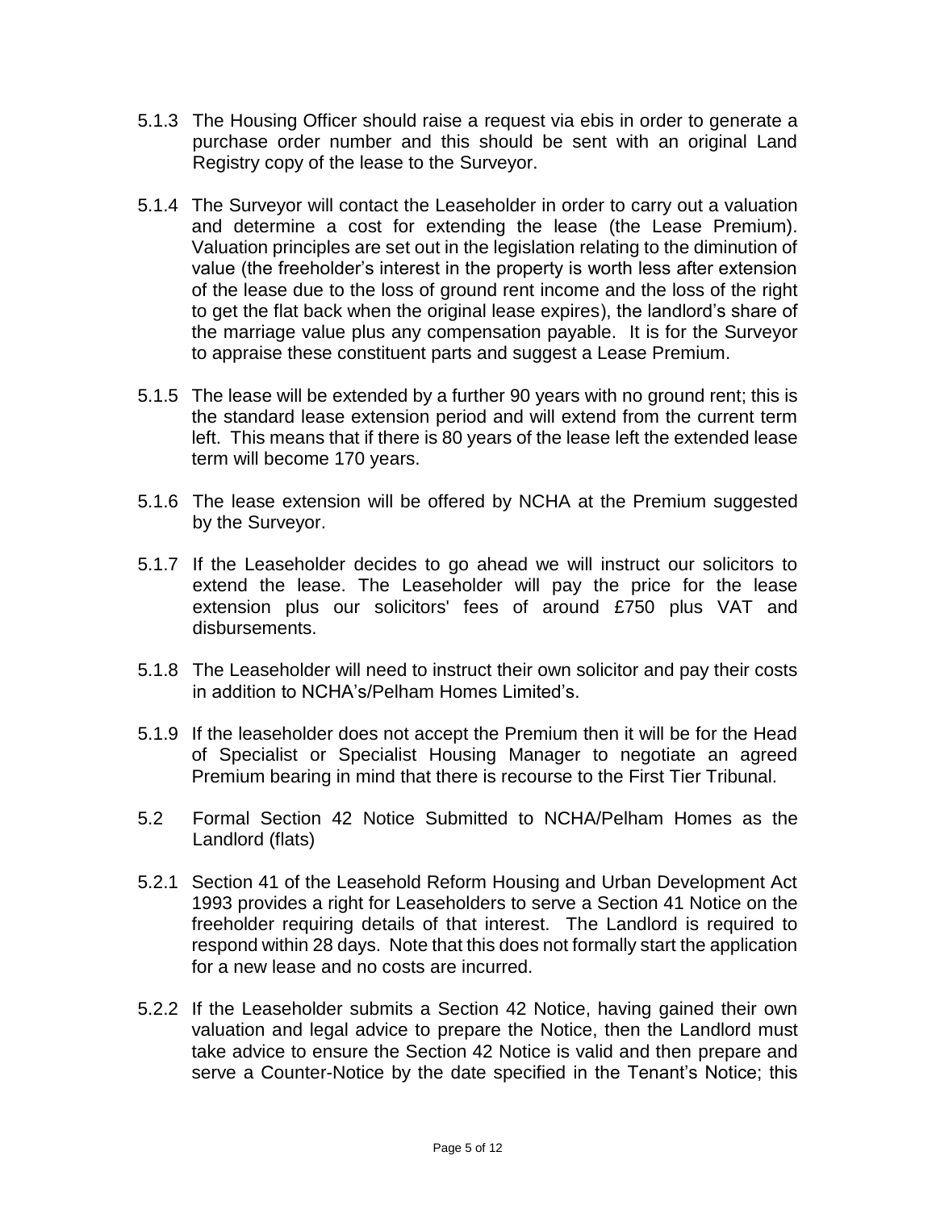5.1.3 The Housing Officer should raise a request via ebis in order to generate a purchase order number and this should be sent with an original Land Registry copy of the lease to the Surveyor.

5.1.4 The Surveyor will contact the Leaseholder in order to carry out a valuation and determine a cost for extending the lease (the Lease Premium). Valuation principles are set out in the legislation relating to the diminution of value (the freeholder's interest in the property is worth less after extension of the lease due to the loss of ground rent income and the loss of the right to get the flat back when the original lease expires), the landlord's share of the marriage value plus any compensation payable. It is for the Surveyor to appraise these constituent parts and suggest a Lease Premium.

5.1.5 The lease will be extended by a further 90 years with no ground rent; this is the standard lease extension period and will extend from the current term left. This means that if there is 80 years of the lease left the extended lease term will become 170 years.

5.1.6 The lease extension will be offered by NCHA at the Premium suggested by the Surveyor.

5.1.7 If the Leaseholder decides to go ahead we will instruct our solicitors to extend the lease. The Leaseholder will pay the price for the lease extension plus our solicitors' fees of around £750 plus VAT and disbursements.

5.1.8 The Leaseholder will need to instruct their own solicitor and pay their costs in addition to NCHA's/Pelham Homes Limited's.

5.1.9 If the leaseholder does not accept the Premium then it will be for the Head of Specialist or Specialist Housing Manager to negotiate an agreed Premium bearing in mind that there is recourse to the First Tier Tribunal.

5.2 Formal Section 42 Notice Submitted to NCHA/Pelham Homes as the Landlord (flats)

5.2.1 Section 41 of the Leasehold Reform Housing and Urban Development Act 1993 provides a right for Leaseholders to serve a Section 41 Notice on the freeholder requiring details of that interest. The Landlord is required to respond within 28 days. Note that this does not formally start the application for a new lease and no costs are incurred.

5.2.2 If the Leaseholder submits a Section 42 Notice, having gained their own valuation and legal advice to prepare the Notice, then the Landlord must take advice to ensure the Section 42 Notice is valid and then prepare and serve a Counter-Notice by the date specified in the Tenant's Notice; this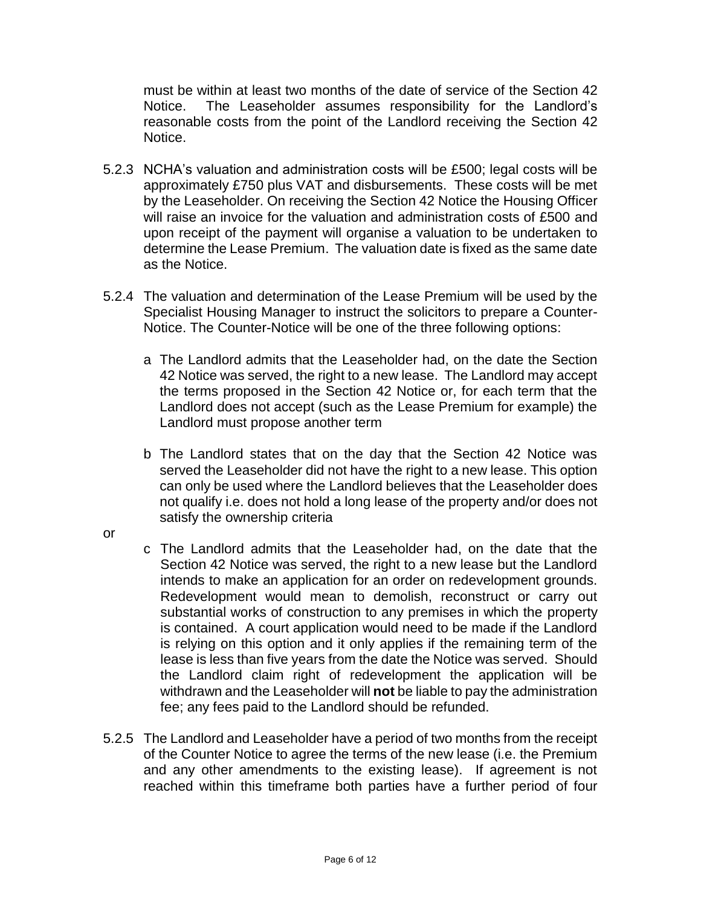must be within at least two months of the date of service of the Section 42 Notice. The Leaseholder assumes responsibility for the Landlord's reasonable costs from the point of the Landlord receiving the Section 42 Notice.

5.2.3 NCHA's valuation and administration costs will be £500; legal costs will be approximately £750 plus VAT and disbursements. These costs will be met by the Leaseholder. On receiving the Section 42 Notice the Housing Officer will raise an invoice for the valuation and administration costs of £500 and upon receipt of the payment will organise a valuation to be undertaken to determine the Lease Premium. The valuation date is fixed as the same date as the Notice.

5.2.4 The valuation and determination of the Lease Premium will be used by the Specialist Housing Manager to instruct the solicitors to prepare a Counter-Notice. The Counter-Notice will be one of the three following options:

a The Landlord admits that the Leaseholder had, on the date the Section 42 Notice was served, the right to a new lease. The Landlord may accept the terms proposed in the Section 42 Notice or, for each term that the Landlord does not accept (such as the Lease Premium for example) the Landlord must propose another term

b The Landlord states that on the day that the Section 42 Notice was served the Leaseholder did not have the right to a new lease. This option can only be used where the Landlord believes that the Leaseholder does not qualify i.e. does not hold a long lease of the property and/or does not satisfy the ownership criteria

or

c The Landlord admits that the Leaseholder had, on the date that the Section 42 Notice was served, the right to a new lease but the Landlord intends to make an application for an order on redevelopment grounds. Redevelopment would mean to demolish, reconstruct or carry out substantial works of construction to any premises in which the property is contained. A court application would need to be made if the Landlord is relying on this option and it only applies if the remaining term of the lease is less than five years from the date the Notice was served. Should the Landlord claim right of redevelopment the application will be withdrawn and the Leaseholder will **not** be liable to pay the administration fee; any fees paid to the Landlord should be refunded.

5.2.5 The Landlord and Leaseholder have a period of two months from the receipt of the Counter Notice to agree the terms of the new lease (i.e. the Premium and any other amendments to the existing lease). If agreement is not reached within this timeframe both parties have a further period of four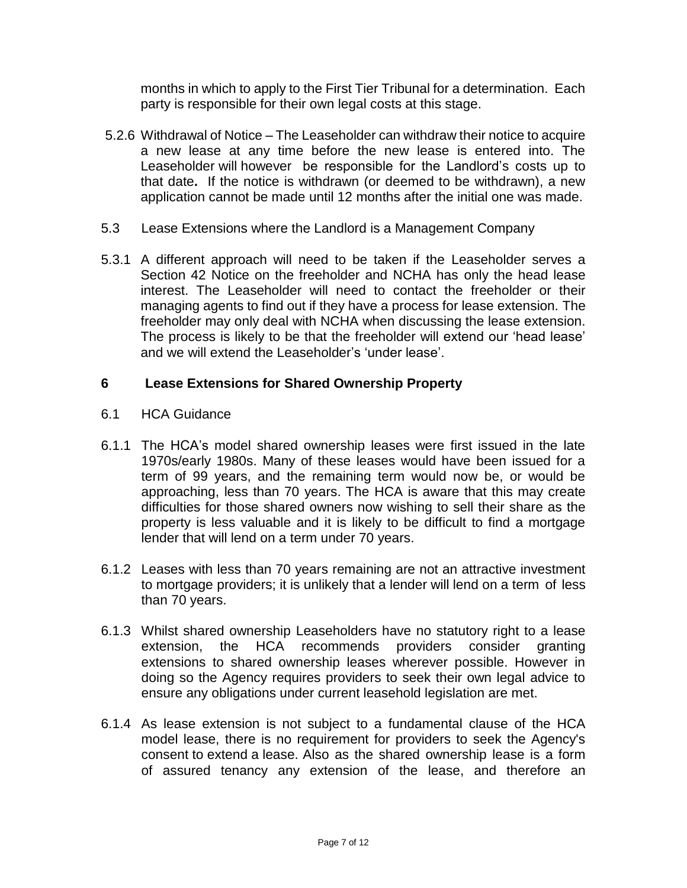months in which to apply to the First Tier Tribunal for a determination. Each party is responsible for their own legal costs at this stage.

5.2.6 Withdrawal of Notice – The Leaseholder can withdraw their notice to acquire a new lease at any time before the new lease is entered into. The Leaseholder will however be responsible for the Landlord's costs up to that date**.** If the notice is withdrawn (or deemed to be withdrawn), a new application cannot be made until 12 months after the initial one was made.

5.3 Lease Extensions where the Landlord is a Management Company

5.3.1 A different approach will need to be taken if the Leaseholder serves a Section 42 Notice on the freeholder and NCHA has only the head lease interest. The Leaseholder will need to contact the freeholder or their managing agents to find out if they have a process for lease extension. The freeholder may only deal with NCHA when discussing the lease extension. The process is likely to be that the freeholder will extend our 'head lease' and we will extend the Leaseholder's 'under lease'.

## 6 Lease Extensions for Shared Ownership Property

6.1 HCA Guidance

6.1.1 The HCA's model shared ownership leases were first issued in the late 1970s/early 1980s. Many of these leases would have been issued for a term of 99 years, and the remaining term would now be, or would be approaching, less than 70 years. The HCA is aware that this may create difficulties for those shared owners now wishing to sell their share as the property is less valuable and it is likely to be difficult to find a mortgage lender that will lend on a term under 70 years.

6.1.2 Leases with less than 70 years remaining are not an attractive investment to mortgage providers; it is unlikely that a lender will lend on a term of less than 70 years.

6.1.3 Whilst shared ownership Leaseholders have no statutory right to a lease extension, the HCA recommends providers consider granting extensions to shared ownership leases wherever possible. However in doing so the Agency requires providers to seek their own legal advice to ensure any obligations under current leasehold legislation are met.

6.1.4 As lease extension is not subject to a fundamental clause of the HCA model lease, there is no requirement for providers to seek the Agency's consent to extend a lease. Also as the shared ownership lease is a form of assured tenancy any extension of the lease, and therefore an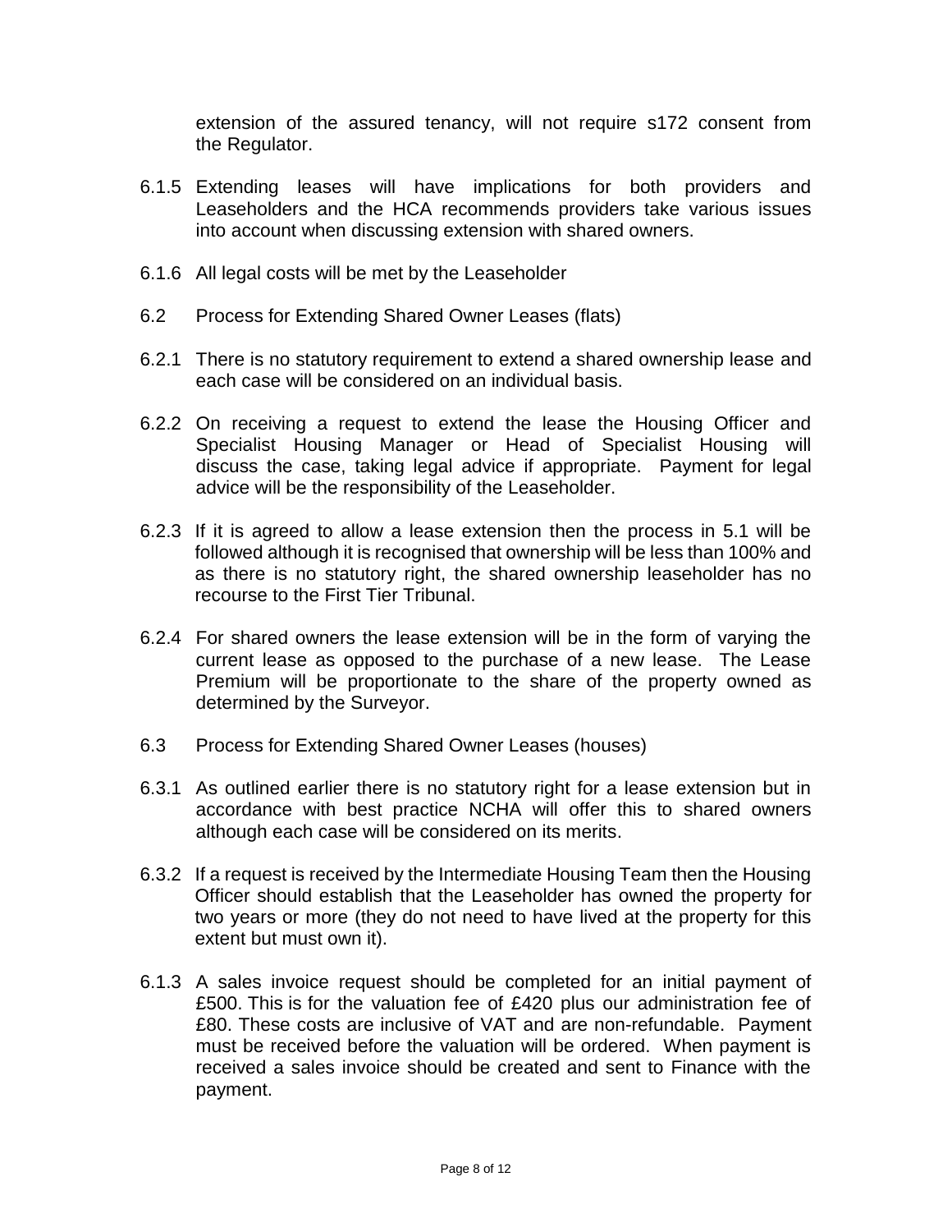extension of the assured tenancy, will not require s172 consent from the Regulator.

6.1.5 Extending leases will have implications for both providers and Leaseholders and the HCA recommends providers take various issues into account when discussing extension with shared owners.

6.1.6 All legal costs will be met by the Leaseholder

6.2 Process for Extending Shared Owner Leases (flats)

6.2.1 There is no statutory requirement to extend a shared ownership lease and each case will be considered on an individual basis.

6.2.2 On receiving a request to extend the lease the Housing Officer and Specialist Housing Manager or Head of Specialist Housing will discuss the case, taking legal advice if appropriate. Payment for legal advice will be the responsibility of the Leaseholder.

6.2.3 If it is agreed to allow a lease extension then the process in 5.1 will be followed although it is recognised that ownership will be less than 100% and as there is no statutory right, the shared ownership leaseholder has no recourse to the First Tier Tribunal.

6.2.4 For shared owners the lease extension will be in the form of varying the current lease as opposed to the purchase of a new lease. The Lease Premium will be proportionate to the share of the property owned as determined by the Surveyor.

6.3 Process for Extending Shared Owner Leases (houses)

6.3.1 As outlined earlier there is no statutory right for a lease extension but in accordance with best practice NCHA will offer this to shared owners although each case will be considered on its merits.

6.3.2 If a request is received by the Intermediate Housing Team then the Housing Officer should establish that the Leaseholder has owned the property for two years or more (they do not need to have lived at the property for this extent but must own it).

6.1.3 A sales invoice request should be completed for an initial payment of £500. This is for the valuation fee of £420 plus our administration fee of £80. These costs are inclusive of VAT and are non-refundable. Payment must be received before the valuation will be ordered. When payment is received a sales invoice should be created and sent to Finance with the payment.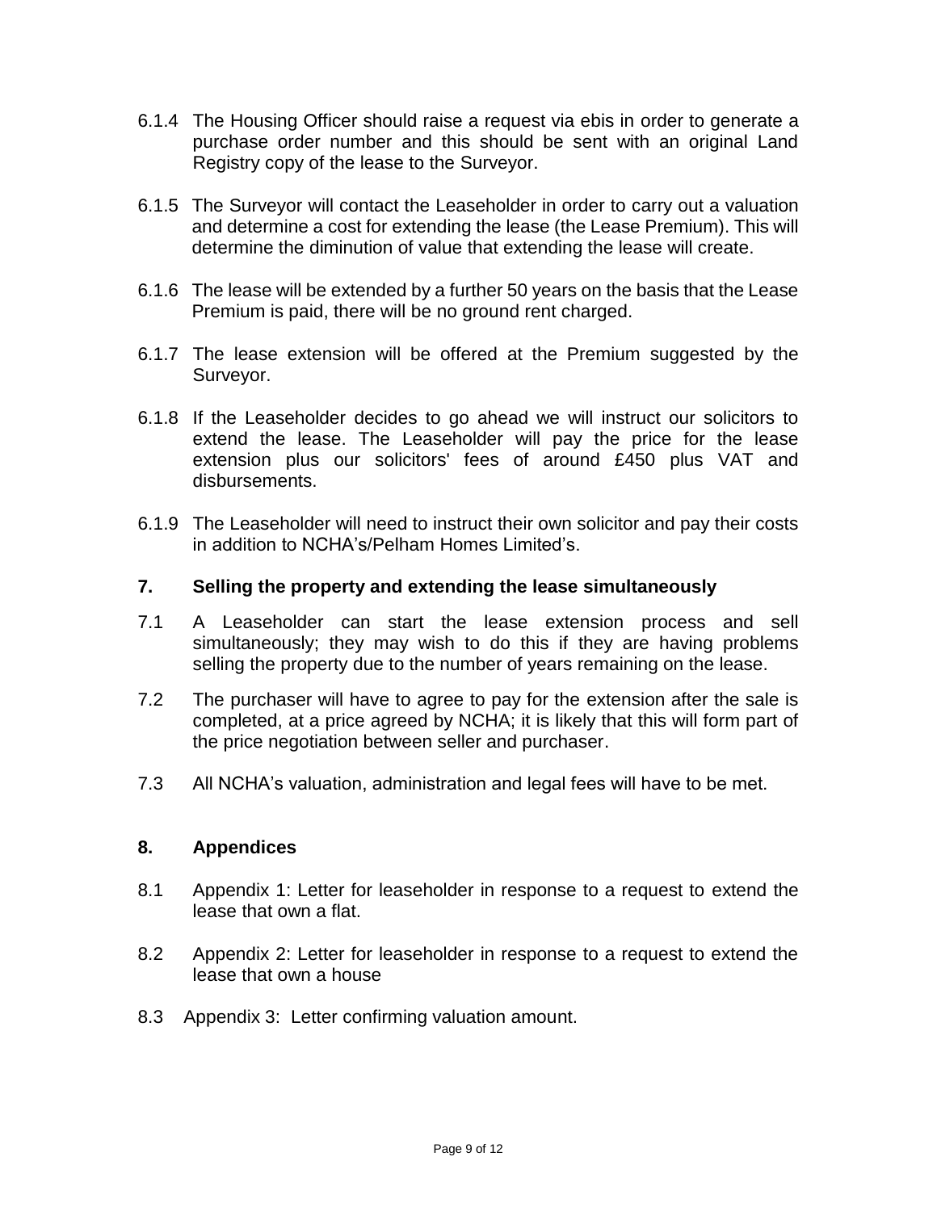6.1.4 The Housing Officer should raise a request via ebis in order to generate a purchase order number and this should be sent with an original Land Registry copy of the lease to the Surveyor.

6.1.5 The Surveyor will contact the Leaseholder in order to carry out a valuation and determine a cost for extending the lease (the Lease Premium). This will determine the diminution of value that extending the lease will create.

6.1.6 The lease will be extended by a further 50 years on the basis that the Lease Premium is paid, there will be no ground rent charged.

6.1.7 The lease extension will be offered at the Premium suggested by the Surveyor.

6.1.8 If the Leaseholder decides to go ahead we will instruct our solicitors to extend the lease. The Leaseholder will pay the price for the lease extension plus our solicitors' fees of around £450 plus VAT and disbursements.

6.1.9 The Leaseholder will need to instruct their own solicitor and pay their costs in addition to NCHA's/Pelham Homes Limited's.

## 7. Selling the property and extending the lease simultaneously

7.1 A Leaseholder can start the lease extension process and sell simultaneously; they may wish to do this if they are having problems selling the property due to the number of years remaining on the lease.

7.2 The purchaser will have to agree to pay for the extension after the sale is completed, at a price agreed by NCHA; it is likely that this will form part of the price negotiation between seller and purchaser.

7.3 All NCHA's valuation, administration and legal fees will have to be met.

## 8. Appendices

8.1 Appendix 1: Letter for leaseholder in response to a request to extend the lease that own a flat.

8.2 Appendix 2: Letter for leaseholder in response to a request to extend the lease that own a house

8.3 Appendix 3: Letter confirming valuation amount.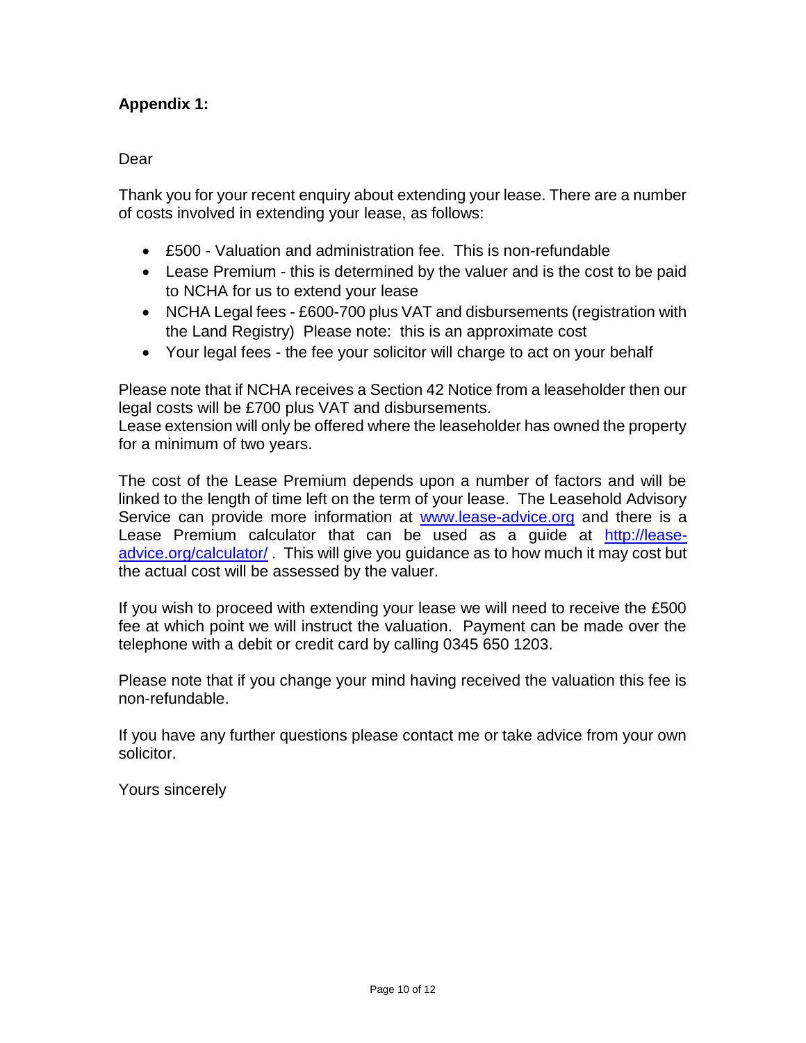**Appendix 1:**

Dear

Thank you for your recent enquiry about extending your lease. There are a number of costs involved in extending your lease, as follows:

- £500 - Valuation and administration fee. This is non-refundable
- Lease Premium - this is determined by the valuer and is the cost to be paid to NCHA for us to extend your lease
- NCHA Legal fees - £600-700 plus VAT and disbursements (registration with the Land Registry) Please note: this is an approximate cost
- Your legal fees - the fee your solicitor will charge to act on your behalf

Please note that if NCHA receives a Section 42 Notice from a leaseholder then our legal costs will be £700 plus VAT and disbursements.
Lease extension will only be offered where the leaseholder has owned the property for a minimum of two years.

The cost of the Lease Premium depends upon a number of factors and will be linked to the length of time left on the term of your lease. The Leasehold Advisory Service can provide more information at [www.lease-advice.org](www.lease-advice.org) and there is a Lease Premium calculator that can be used as a guide at [http://lease-advice.org/calculator/](http://lease-advice.org/calculator/) . This will give you guidance as to how much it may cost but the actual cost will be assessed by the valuer.

If you wish to proceed with extending your lease we will need to receive the £500 fee at which point we will instruct the valuation. Payment can be made over the telephone with a debit or credit card by calling 0345 650 1203.

Please note that if you change your mind having received the valuation this fee is non-refundable.

If you have any further questions please contact me or take advice from your own solicitor.

Yours sincerely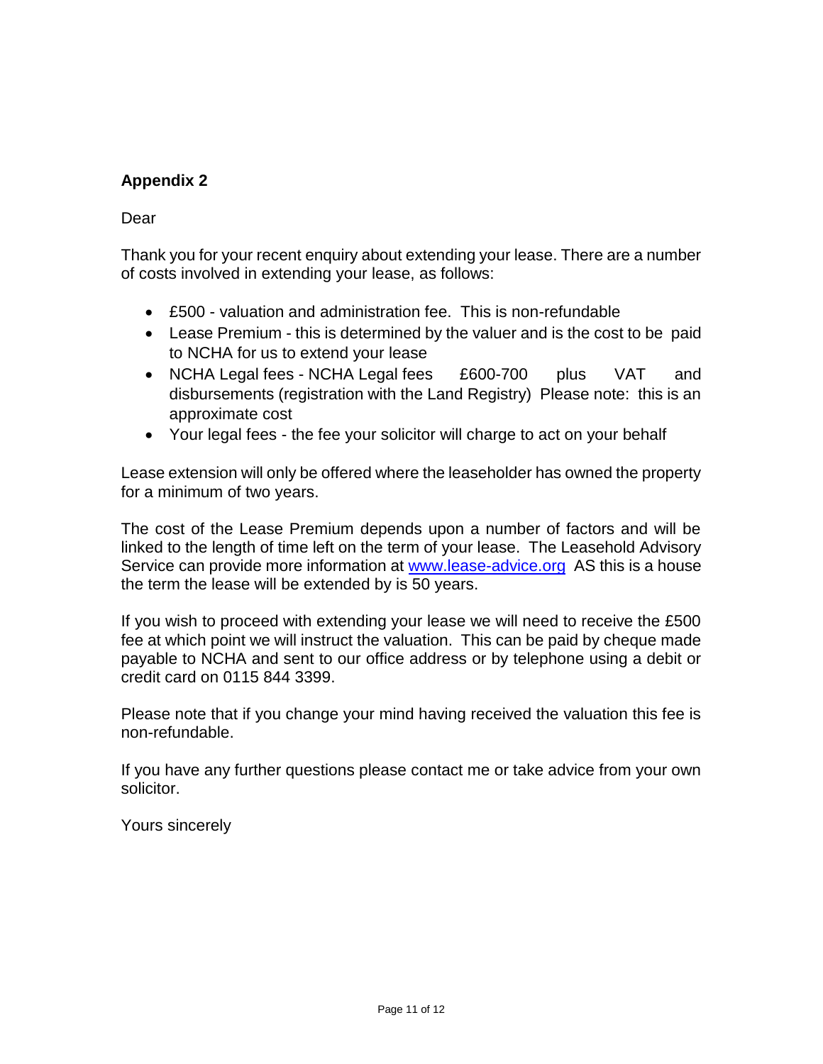**Appendix 2**

Dear

Thank you for your recent enquiry about extending your lease. There are a number of costs involved in extending your lease, as follows:

- £500 - valuation and administration fee. This is non-refundable
- Lease Premium - this is determined by the valuer and is the cost to be paid to NCHA for us to extend your lease
- NCHA Legal fees - NCHA Legal fees £600-700 plus VAT and disbursements (registration with the Land Registry) Please note: this is an approximate cost
- Your legal fees - the fee your solicitor will charge to act on your behalf

Lease extension will only be offered where the leaseholder has owned the property for a minimum of two years.

The cost of the Lease Premium depends upon a number of factors and will be linked to the length of time left on the term of your lease. The Leasehold Advisory Service can provide more information at [www.lease-advice.org](http://www.lease-advice.org) AS this is a house the term the lease will be extended by is 50 years.

If you wish to proceed with extending your lease we will need to receive the £500 fee at which point we will instruct the valuation. This can be paid by cheque made payable to NCHA and sent to our office address or by telephone using a debit or credit card on 0115 844 3399.

Please note that if you change your mind having received the valuation this fee is non-refundable.

If you have any further questions please contact me or take advice from your own solicitor.

Yours sincerely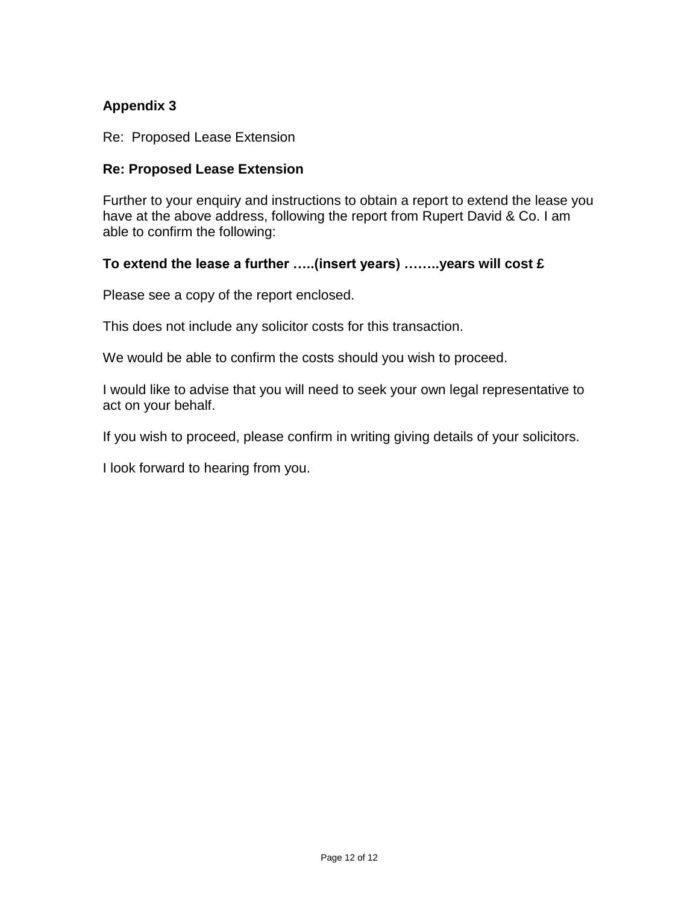**Appendix 3**

Re: Proposed Lease Extension

**Re: Proposed Lease Extension**

Further to your enquiry and instructions to obtain a report to extend the lease you have at the above address, following the report from Rupert David & Co. I am able to confirm the following:

**To extend the lease a further …..(insert years) ……..years will cost £**

Please see a copy of the report enclosed.

This does not include any solicitor costs for this transaction.

We would be able to confirm the costs should you wish to proceed.

I would like to advise that you will need to seek your own legal representative to act on your behalf.

If you wish to proceed, please confirm in writing giving details of your solicitors.

I look forward to hearing from you.